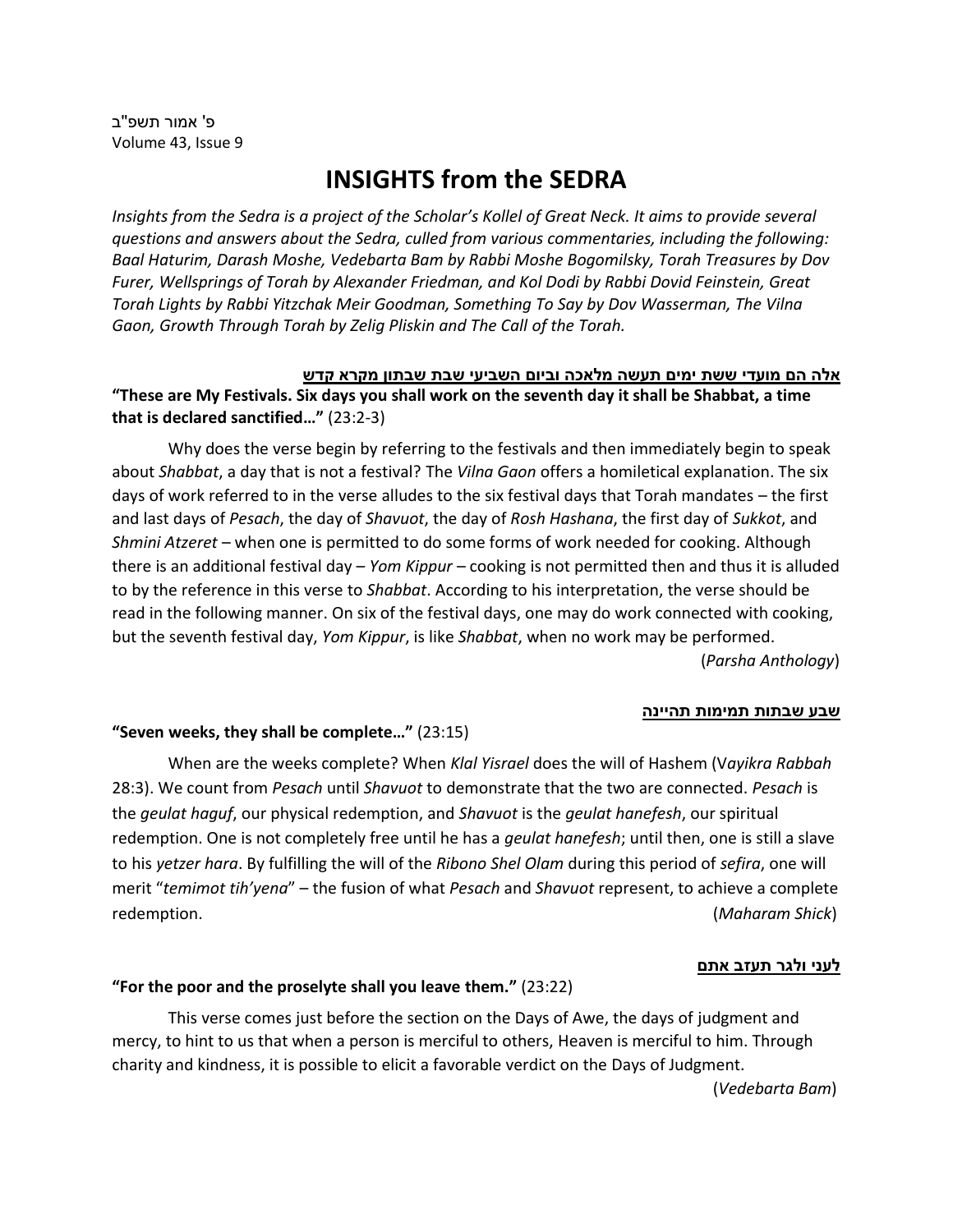פ' אמור תשפ"ב
Volume 43, Issue 9

# INSIGHTS from the SEDRA

*Insights from the Sedra is a project of the Scholar's Kollel of Great Neck. It aims to provide several questions and answers about the Sedra, culled from various commentaries, including the following: Baal Haturim, Darash Moshe, Vedebarta Bam by Rabbi Moshe Bogomilsky, Torah Treasures by Dov Furer, Wellsprings of Torah by Alexander Friedman, and Kol Dodi by Rabbi Dovid Feinstein, Great Torah Lights by Rabbi Yitzchak Meir Goodman, Something To Say by Dov Wasserman, The Vilna Gaon, Growth Through Torah by Zelig Pliskin and The Call of the Torah.*

**אלה הם מועדי ששת ימים תעשה מלאכה וביום השביעי שבת שבתון מקרא קדש**

**"These are My Festivals. Six days you shall work on the seventh day it shall be Shabbat, a time that is declared sanctified…"** (23:2-3)

Why does the verse begin by referring to the festivals and then immediately begin to speak about *Shabbat*, a day that is not a festival? The *Vilna Gaon* offers a homiletical explanation. The six days of work referred to in the verse alludes to the six festival days that Torah mandates – the first and last days of *Pesach*, the day of *Shavuot*, the day of *Rosh Hashana*, the first day of *Sukkot*, and *Shmini Atzeret* – when one is permitted to do some forms of work needed for cooking. Although there is an additional festival day – *Yom Kippur* – cooking is not permitted then and thus it is alluded to by the reference in this verse to *Shabbat*. According to his interpretation, the verse should be read in the following manner. On six of the festival days, one may do work connected with cooking, but the seventh festival day, *Yom Kippur*, is like *Shabbat*, when no work may be performed.

(*Parsha Anthology*)

**שבע שבתות תמימות תהיינה**

**"Seven weeks, they shall be complete…"** (23:15)

When are the weeks complete? When *Klal Yisrael* does the will of Hashem (V*ayikra Rabbah* 28:3). We count from *Pesach* until *Shavuot* to demonstrate that the two are connected. *Pesach* is the *geulat haguf*, our physical redemption, and *Shavuot* is the *geulat hanefesh*, our spiritual redemption. One is not completely free until he has a *geulat hanefesh*; until then, one is still a slave to his *yetzer hara*. By fulfilling the will of the *Ribono Shel Olam* during this period of *sefira*, one will merit "*temimot tih'yena*" – the fusion of what *Pesach* and *Shavuot* represent, to achieve a complete redemption.

(*Maharam Shick*)

**לעני ולגר תעזב אתם**

**"For the poor and the proselyte shall you leave them."** (23:22)

This verse comes just before the section on the Days of Awe, the days of judgment and mercy, to hint to us that when a person is merciful to others, Heaven is merciful to him. Through charity and kindness, it is possible to elicit a favorable verdict on the Days of Judgment.

(*Vedebarta Bam*)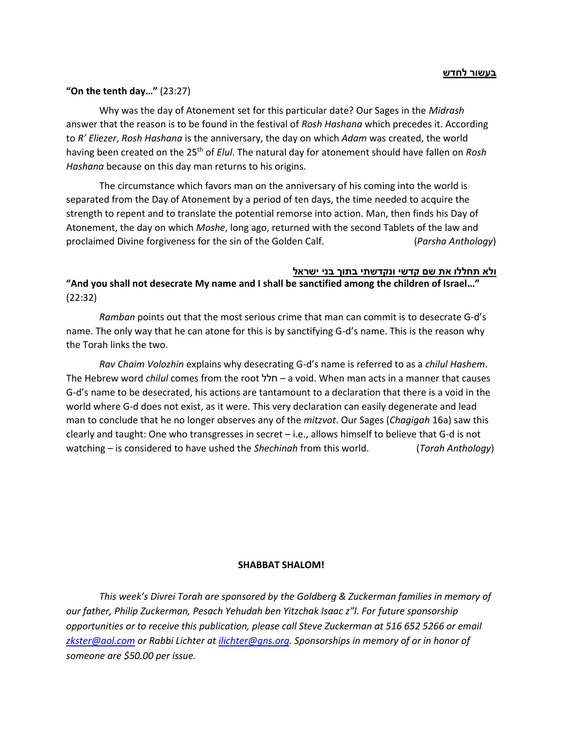**בעשור לחדש**

**"On the tenth day…"** (23:27)

Why was the day of Atonement set for this particular date? Our Sages in the *Midrash* answer that the reason is to be found in the festival of *Rosh Hashana* which precedes it. According to *R' Eliezer*, *Rosh Hashana* is the anniversary, the day on which *Adam* was created, the world having been created on the 25th of *Elul*. The natural day for atonement should have fallen on *Rosh Hashana* because on this day man returns to his origins.

The circumstance which favors man on the anniversary of his coming into the world is separated from the Day of Atonement by a period of ten days, the time needed to acquire the strength to repent and to translate the potential remorse into action. Man, then finds his Day of Atonement, the day on which *Moshe*, long ago, returned with the second Tablets of the law and proclaimed Divine forgiveness for the sin of the Golden Calf. (*Parsha Anthology*)

**ולא תחללו את שם קדשי ונקדשתי בתוך בני ישראל**

**"And you shall not desecrate My name and I shall be sanctified among the children of Israel…"** (22:32)

*Ramban* points out that the most serious crime that man can commit is to desecrate G-d's name. The only way that he can atone for this is by sanctifying G-d's name. This is the reason why the Torah links the two.

*Rav Chaim Volozhin* explains why desecrating G-d's name is referred to as a *chilul Hashem*. The Hebrew word *chilul* comes from the root חלל – a void. When man acts in a manner that causes G-d's name to be desecrated, his actions are tantamount to a declaration that there is a void in the world where G-d does not exist, as it were. This very declaration can easily degenerate and lead man to conclude that he no longer observes any of the *mitzvot*. Our Sages (*Chagigah* 16a) saw this clearly and taught: One who transgresses in secret – i.e., allows himself to believe that G-d is not watching – is considered to have ushed the *Shechinah* from this world. (*Torah Anthology*)

**SHABBAT SHALOM!**

*This week's Divrei Torah are sponsored by the Goldberg & Zuckerman families in memory of our father, Philip Zuckerman, Pesach Yehudah ben Yitzchak Isaac z"l. For future sponsorship opportunities or to receive this publication, please call Steve Zuckerman at 516 652 5266 or email zkster@aol.com or Rabbi Lichter at ilichter@gns.org. Sponsorships in memory of or in honor of someone are $50.00 per issue.*